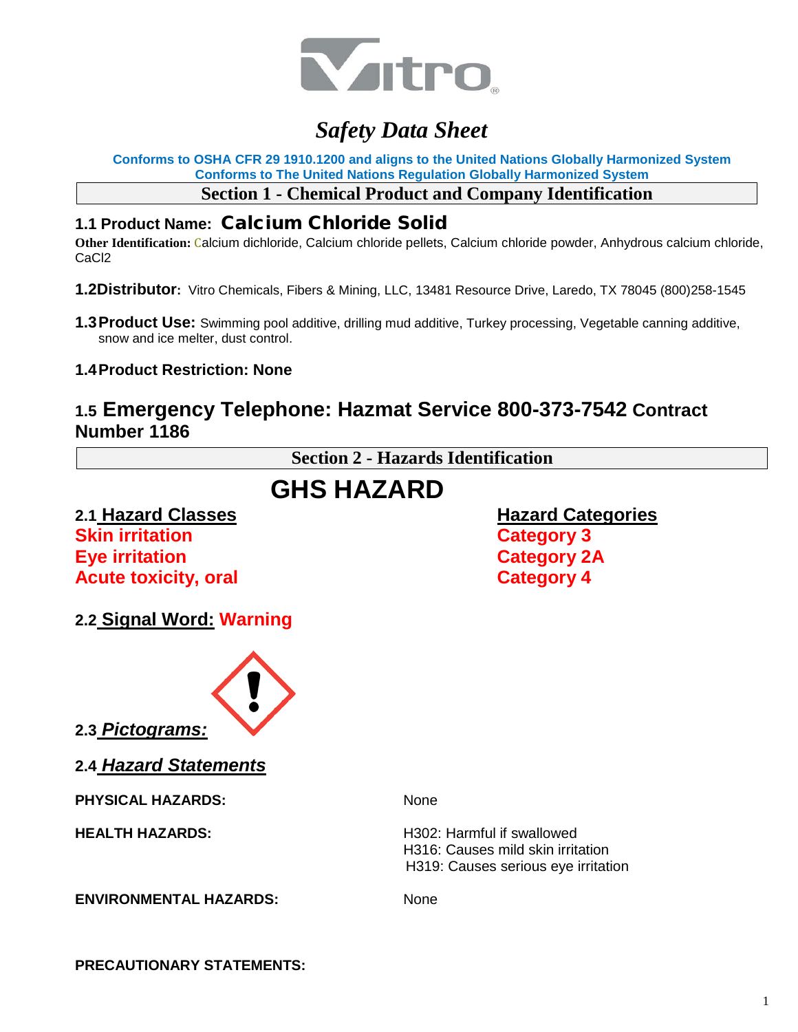# Safety Data Sheet

**Conforms to OSHA CFR 29 1910.1200 and aligns to the United Nations Globally Harmonized System**
**Conforms to The United Nations Regulation Globally Harmonized System**

## Section 1 - Chemical Product and Company Identification

### 1.1 Product Name: Calcium Chloride Solid

**Other Identification:** Calcium dichloride, Calcium chloride pellets, Calcium chloride powder, Anhydrous calcium chloride, $CaCl_2$

**1.2Distributor:** Vitro Chemicals, Fibers & Mining, LLC, 13481 Resource Drive, Laredo, TX 78045 (800)258-1545

**1.3Product Use:** Swimming pool additive, drilling mud additive, Turkey processing, Vegetable canning additive, snow and ice melter, dust control.

**1.4Product Restriction: None**

### 1.5 Emergency Telephone: Hazmat Service 800-373-7542 Contract Number 1186

## Section 2 - Hazards Identification

# GHS HAZARD

| 2.1 Hazard Classes | Hazard Categories |
| --- | --- |
| Skin irritation | Category 3 |
| Eye irritation | Category 2A |
| Acute toxicity, oral | Category 4 |

**2.2 Signal Word: Warning**

**2.3 *Pictograms:***

**2.4 *Hazard Statements***

**PHYSICAL HAZARDS:** None

**HEALTH HAZARDS:**
H302: Harmful if swallowed
H316: Causes mild skin irritation
H319: Causes serious eye irritation

**ENVIRONMENTAL HAZARDS:** None

**PRECAUTIONARY STATEMENTS:**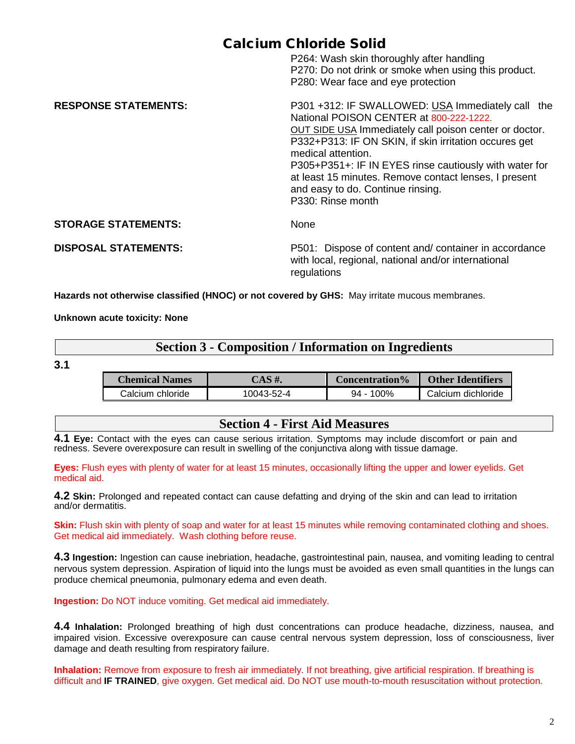# Calcium Chloride Solid

P264: Wash skin thoroughly after handling
P270: Do not drink or smoke when using this product.
P280: Wear face and eye protection

**RESPONSE STATEMENTS:**

P301 +312: IF SWALLOWED: USA Immediately call the National POISON CENTER at 800-222-1222.
OUT SIDE USA Immediately call poison center or doctor.
P332+P313: IF ON SKIN, if skin irritation occures get medical attention.
P305+P351+: IF IN EYES rinse cautiously with water for at least 15 minutes. Remove contact lenses, I present and easy to do. Continue rinsing.
P330: Rinse month

**STORAGE STATEMENTS:** None

**DISPOSAL STATEMENTS:** P501: Dispose of content and/ container in accordance with local, regional, national and/or international regulations

**Hazards not otherwise classified (HNOC) or not covered by GHS:** May irritate mucous membranes.

**Unknown acute toxicity: None**

## Section 3 - Composition / Information on Ingredients

**3.1**

| Chemical Names | CAS #. | Concentration% | Other Identifiers |
|---|---|---|---|
| Calcium chloride | 10043-52-4 | 94 - 100% | Calcium dichloride |

## Section 4 - First Aid Measures

**4.1 Eye:** Contact with the eyes can cause serious irritation. Symptoms may include discomfort or pain and redness. Severe overexposure can result in swelling of the conjunctiva along with tissue damage.

**Eyes:** Flush eyes with plenty of water for at least 15 minutes, occasionally lifting the upper and lower eyelids. Get medical aid.

**4.2 Skin:** Prolonged and repeated contact can cause defatting and drying of the skin and can lead to irritation and/or dermatitis.

**Skin:** Flush skin with plenty of soap and water for at least 15 minutes while removing contaminated clothing and shoes. Get medical aid immediately. Wash clothing before reuse.

**4.3 Ingestion:** Ingestion can cause inebriation, headache, gastrointestinal pain, nausea, and vomiting leading to central nervous system depression. Aspiration of liquid into the lungs must be avoided as even small quantities in the lungs can produce chemical pneumonia, pulmonary edema and even death.

**Ingestion:** Do NOT induce vomiting. Get medical aid immediately.

**4.4 Inhalation:** Prolonged breathing of high dust concentrations can produce headache, dizziness, nausea, and impaired vision. Excessive overexposure can cause central nervous system depression, loss of consciousness, liver damage and death resulting from respiratory failure.

**Inhalation:** Remove from exposure to fresh air immediately. If not breathing, give artificial respiration. If breathing is difficult and **IF TRAINED**, give oxygen. Get medical aid. Do NOT use mouth-to-mouth resuscitation without protection.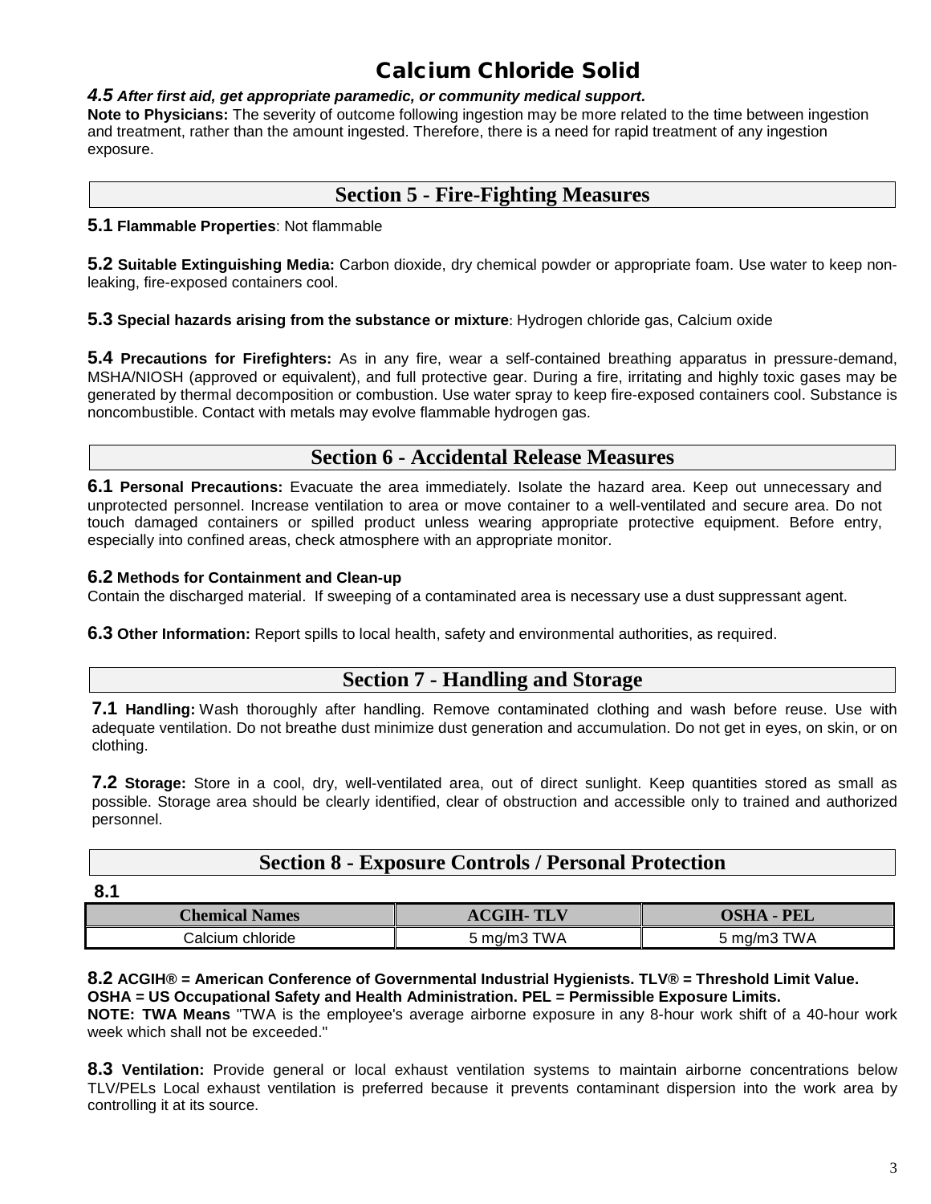# Calcium Chloride Solid

***4.5 After first aid, get appropriate paramedic, or community medical support.***

**Note to Physicians:** The severity of outcome following ingestion may be more related to the time between ingestion and treatment, rather than the amount ingested. Therefore, there is a need for rapid treatment of any ingestion exposure.

## Section 5 - Fire-Fighting Measures

**5.1 Flammable Properties**: Not flammable

**5.2 Suitable Extinguishing Media:** Carbon dioxide, dry chemical powder or appropriate foam. Use water to keep non-leaking, fire-exposed containers cool.

**5.3 Special hazards arising from the substance or mixture**: Hydrogen chloride gas, Calcium oxide

**5.4 Precautions for Firefighters:** As in any fire, wear a self-contained breathing apparatus in pressure-demand, MSHA/NIOSH (approved or equivalent), and full protective gear. During a fire, irritating and highly toxic gases may be generated by thermal decomposition or combustion. Use water spray to keep fire-exposed containers cool. Substance is noncombustible. Contact with metals may evolve flammable hydrogen gas.

## Section 6 - Accidental Release Measures

**6.1 Personal Precautions:** Evacuate the area immediately. Isolate the hazard area. Keep out unnecessary and unprotected personnel. Increase ventilation to area or move container to a well-ventilated and secure area. Do not touch damaged containers or spilled product unless wearing appropriate protective equipment. Before entry, especially into confined areas, check atmosphere with an appropriate monitor.

**6.2 Methods for Containment and Clean-up**

Contain the discharged material. If sweeping of a contaminated area is necessary use a dust suppressant agent.

**6.3 Other Information:** Report spills to local health, safety and environmental authorities, as required.

## Section 7 - Handling and Storage

**7.1 Handling:** Wash thoroughly after handling. Remove contaminated clothing and wash before reuse. Use with adequate ventilation. Do not breathe dust minimize dust generation and accumulation. Do not get in eyes, on skin, or on clothing.

**7.2 Storage:** Store in a cool, dry, well-ventilated area, out of direct sunlight. Keep quantities stored as small as possible. Storage area should be clearly identified, clear of obstruction and accessible only to trained and authorized personnel.

## Section 8 - Exposure Controls / Personal Protection

**8.1**

| Chemical Names | ACGIH- TLV | OSHA - PEL |
| --- | --- | --- |
| Calcium chloride | 5 mg/m3 TWA | 5 mg/m3 TWA |

**8.2 ACGIH® = American Conference of Governmental Industrial Hygienists. TLV® = Threshold Limit Value. OSHA = US Occupational Safety and Health Administration. PEL = Permissible Exposure Limits.**

**NOTE: TWA Means** "TWA is the employee's average airborne exposure in any 8-hour work shift of a 40-hour work week which shall not be exceeded."

**8.3 Ventilation:** Provide general or local exhaust ventilation systems to maintain airborne concentrations below TLV/PELs Local exhaust ventilation is preferred because it prevents contaminant dispersion into the work area by controlling it at its source.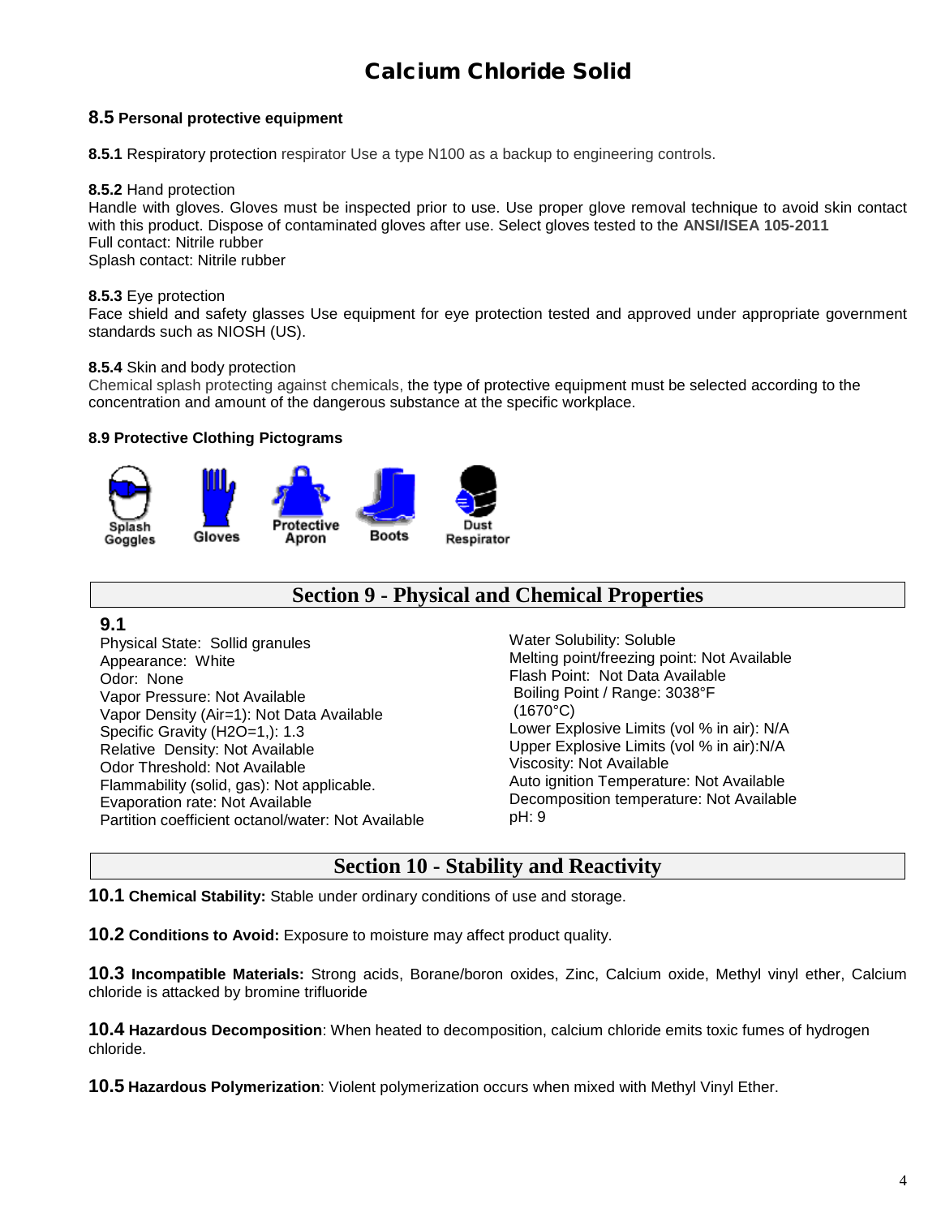# Calcium Chloride Solid

### 8.5 Personal protective equipment

**8.5.1** Respiratory protection respirator Use a type N100 as a backup to engineering controls.

**8.5.2** Hand protection
Handle with gloves. Gloves must be inspected prior to use. Use proper glove removal technique to avoid skin contact with this product. Dispose of contaminated gloves after use. Select gloves tested to the **ANSI/ISEA 105-2011**
Full contact: Nitrile rubber
Splash contact: Nitrile rubber

**8.5.3** Eye protection
Face shield and safety glasses Use equipment for eye protection tested and approved under appropriate government standards such as NIOSH (US).

**8.5.4** Skin and body protection
Chemical splash protecting against chemicals, the type of protective equipment must be selected according to the concentration and amount of the dangerous substance at the specific workplace.

### 8.9 Protective Clothing Pictograms

Splash Goggles
Gloves
Protective Apron
Boots
Dust Respirator

## Section 9 - Physical and Chemical Properties

**9.1**
Physical State: Sollid granules
Appearance: White
Odor: None
Vapor Pressure: Not Available
Vapor Density (Air=1): Not Data Available
Specific Gravity (H2O=1,): 1.3
Relative Density: Not Available
Odor Threshold: Not Available
Flammability (solid, gas): Not applicable.
Evaporation rate: Not Available
Partition coefficient octanol/water: Not Available

Water Solubility: Soluble
Melting point/freezing point: Not Available
Flash Point: Not Data Available
Boiling Point / Range: 3038°F (1670°C)
Lower Explosive Limits (vol % in air): N/A
Upper Explosive Limits (vol % in air):N/A
Viscosity: Not Available
Auto ignition Temperature: Not Available
Decomposition temperature: Not Available
pH: 9

## Section 10 - Stability and Reactivity

**10.1 Chemical Stability:** Stable under ordinary conditions of use and storage.

**10.2 Conditions to Avoid:** Exposure to moisture may affect product quality.

**10.3 Incompatible Materials:** Strong acids, Borane/boron oxides, Zinc, Calcium oxide, Methyl vinyl ether, Calcium chloride is attacked by bromine trifluoride

**10.4 Hazardous Decomposition**: When heated to decomposition, calcium chloride emits toxic fumes of hydrogen chloride.

**10.5 Hazardous Polymerization**: Violent polymerization occurs when mixed with Methyl Vinyl Ether.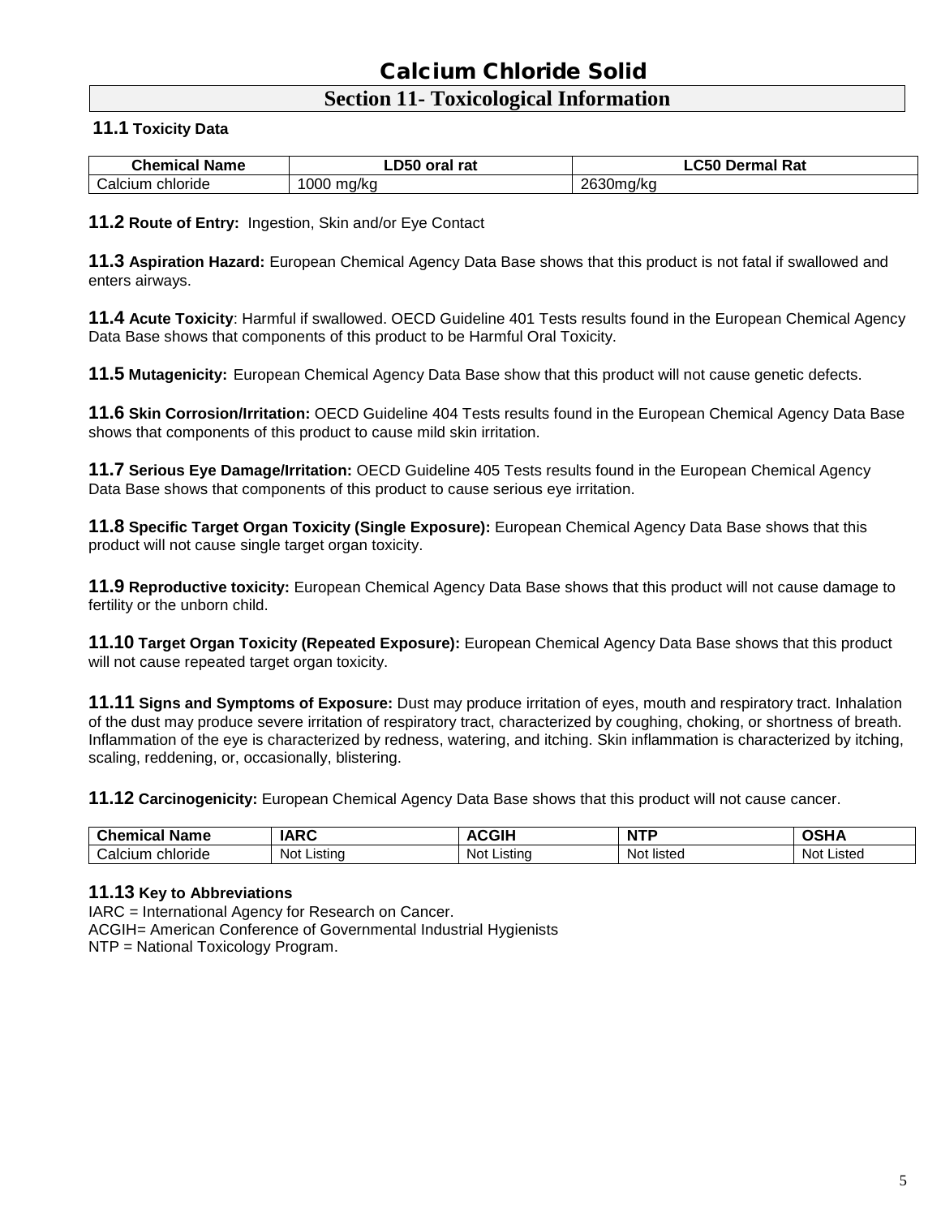# Calcium Chloride Solid

## Section 11- Toxicological Information

### 11.1 Toxicity Data

| Chemical Name | LD50 oral rat | LC50 Dermal Rat |
|---|---|---|
| Calcium chloride | 1000 mg/kg | 2630mg/kg |

**11.2 Route of Entry:** Ingestion, Skin and/or Eye Contact

**11.3 Aspiration Hazard:** European Chemical Agency Data Base shows that this product is not fatal if swallowed and enters airways.

**11.4 Acute Toxicity**: Harmful if swallowed. OECD Guideline 401 Tests results found in the European Chemical Agency Data Base shows that components of this product to be Harmful Oral Toxicity.

**11.5 Mutagenicity:** European Chemical Agency Data Base show that this product will not cause genetic defects.

**11.6 Skin Corrosion/Irritation:** OECD Guideline 404 Tests results found in the European Chemical Agency Data Base shows that components of this product to cause mild skin irritation.

**11.7 Serious Eye Damage/Irritation:** OECD Guideline 405 Tests results found in the European Chemical Agency Data Base shows that components of this product to cause serious eye irritation.

**11.8 Specific Target Organ Toxicity (Single Exposure):** European Chemical Agency Data Base shows that this product will not cause single target organ toxicity.

**11.9 Reproductive toxicity:** European Chemical Agency Data Base shows that this product will not cause damage to fertility or the unborn child.

**11.10 Target Organ Toxicity (Repeated Exposure):** European Chemical Agency Data Base shows that this product will not cause repeated target organ toxicity.

**11.11 Signs and Symptoms of Exposure:** Dust may produce irritation of eyes, mouth and respiratory tract. Inhalation of the dust may produce severe irritation of respiratory tract, characterized by coughing, choking, or shortness of breath. Inflammation of the eye is characterized by redness, watering, and itching. Skin inflammation is characterized by itching, scaling, reddening, or, occasionally, blistering.

**11.12 Carcinogenicity:** European Chemical Agency Data Base shows that this product will not cause cancer.

| Chemical Name | IARC | ACGIH | NTP | OSHA |
|---|---|---|---|---|
| Calcium chloride | Not Listing | Not Listing | Not listed | Not Listed |

**11.13 Key to Abbreviations**

IARC = International Agency for Research on Cancer.
ACGIH= American Conference of Governmental Industrial Hygienists
NTP = National Toxicology Program.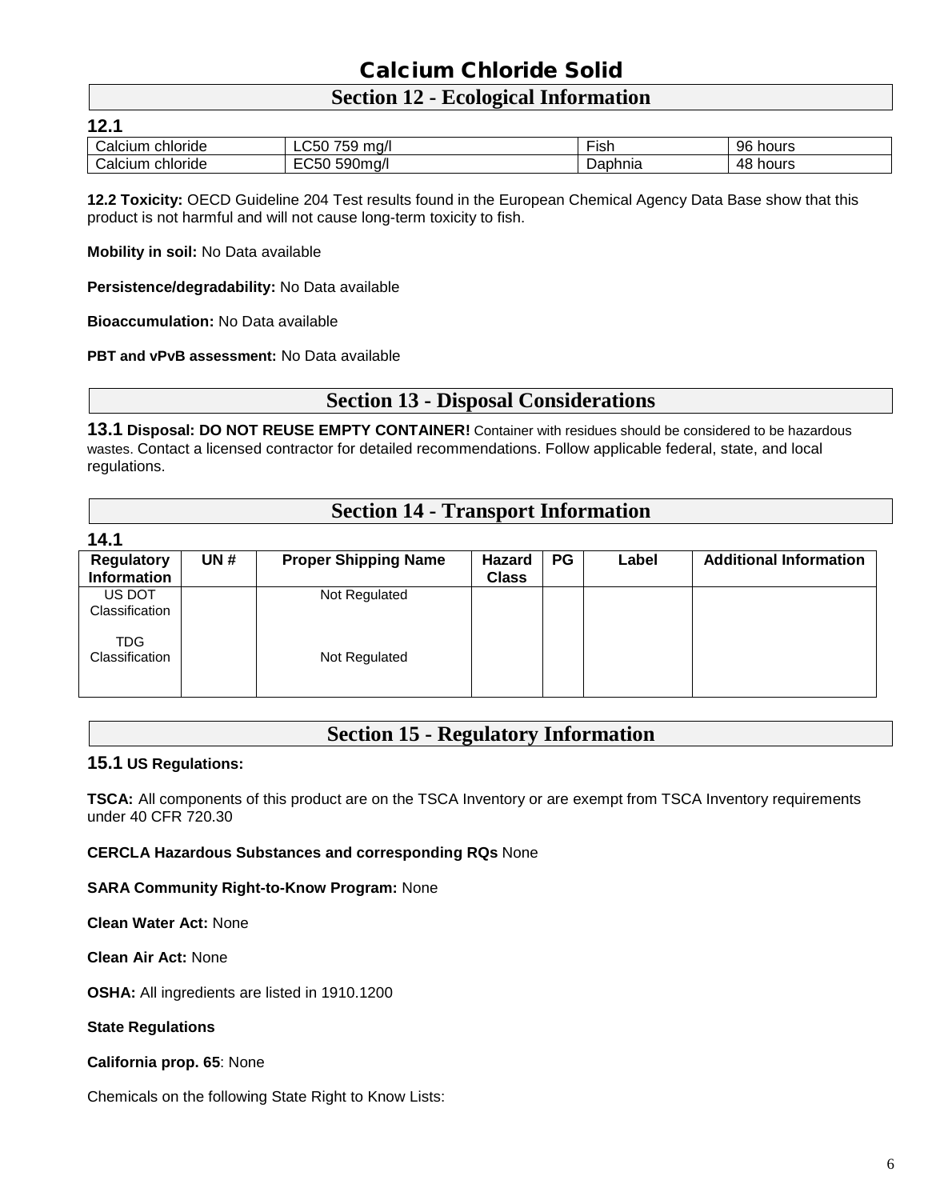# Calcium Chloride Solid

## Section 12 - Ecological Information

**12.1**

| | | | |
|---|---|---|---|
| Calcium chloride | LC50 759 mg/l | Fish | 96 hours |
| Calcium chloride | EC50 590mg/l | Daphnia | 48 hours |

**12.2 Toxicity:** OECD Guideline 204 Test results found in the European Chemical Agency Data Base show that this product is not harmful and will not cause long-term toxicity to fish.

**Mobility in soil:** No Data available

**Persistence/degradability:** No Data available

**Bioaccumulation:** No Data available

**PBT and vPvB assessment:** No Data available

## Section 13 - Disposal Considerations

**13.1 Disposal: DO NOT REUSE EMPTY CONTAINER!** Container with residues should be considered to be hazardous wastes. Contact a licensed contractor for detailed recommendations. Follow applicable federal, state, and local regulations.

## Section 14 - Transport Information

**14.1**

| Regulatory Information | UN # | Proper Shipping Name | Hazard Class | PG | Label | Additional Information |
|---|---|---|---|---|---|---|
| US DOT Classification | | Not Regulated | | | | |
| TDG Classification | | Not Regulated | | | | |

## Section 15 - Regulatory Information

**15.1 US Regulations:**

**TSCA:** All components of this product are on the TSCA Inventory or are exempt from TSCA Inventory requirements under 40 CFR 720.30

**CERCLA Hazardous Substances and corresponding RQs** None

**SARA Community Right-to-Know Program:** None

**Clean Water Act:** None

**Clean Air Act:** None

**OSHA:** All ingredients are listed in 1910.1200

**State Regulations**

**California prop. 65**: None

Chemicals on the following State Right to Know Lists: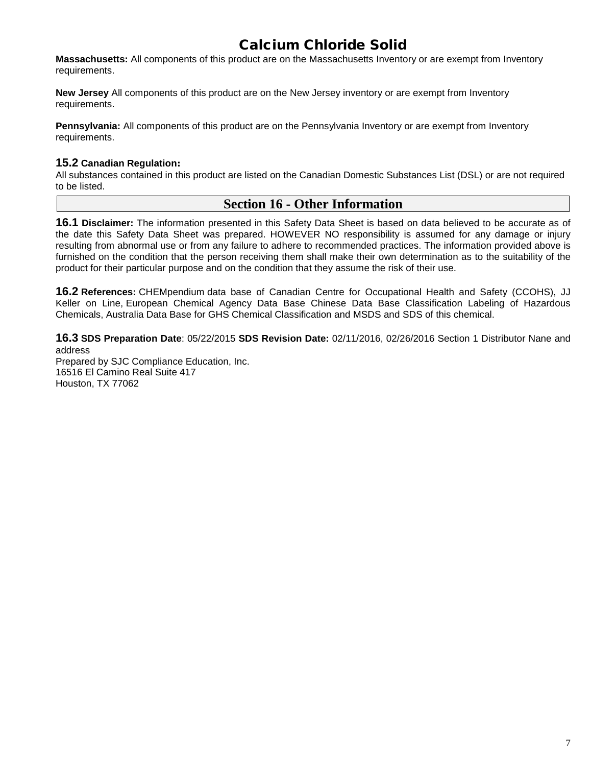**Massachusetts:** All components of this product are on the Massachusetts Inventory or are exempt from Inventory requirements.

**New Jersey** All components of this product are on the New Jersey inventory or are exempt from Inventory requirements.

**Pennsylvania:** All components of this product are on the Pennsylvania Inventory or are exempt from Inventory requirements.

### 15.2 Canadian Regulation:

All substances contained in this product are listed on the Canadian Domestic Substances List (DSL) or are not required to be listed.

## Section 16 - Other Information

**16.1 Disclaimer:** The information presented in this Safety Data Sheet is based on data believed to be accurate as of the date this Safety Data Sheet was prepared. HOWEVER NO responsibility is assumed for any damage or injury resulting from abnormal use or from any failure to adhere to recommended practices. The information provided above is furnished on the condition that the person receiving them shall make their own determination as to the suitability of the product for their particular purpose and on the condition that they assume the risk of their use.

**16.2 References:** CHEMpendium data base of Canadian Centre for Occupational Health and Safety (CCOHS), JJ Keller on Line, European Chemical Agency Data Base Chinese Data Base Classification Labeling of Hazardous Chemicals, Australia Data Base for GHS Chemical Classification and MSDS and SDS of this chemical.

**16.3 SDS Preparation Date**: 05/22/2015 **SDS Revision Date:** 02/11/2016, 02/26/2016 Section 1 Distributor Nane and address

Prepared by SJC Compliance Education, Inc.
16516 El Camino Real Suite 417
Houston, TX 77062